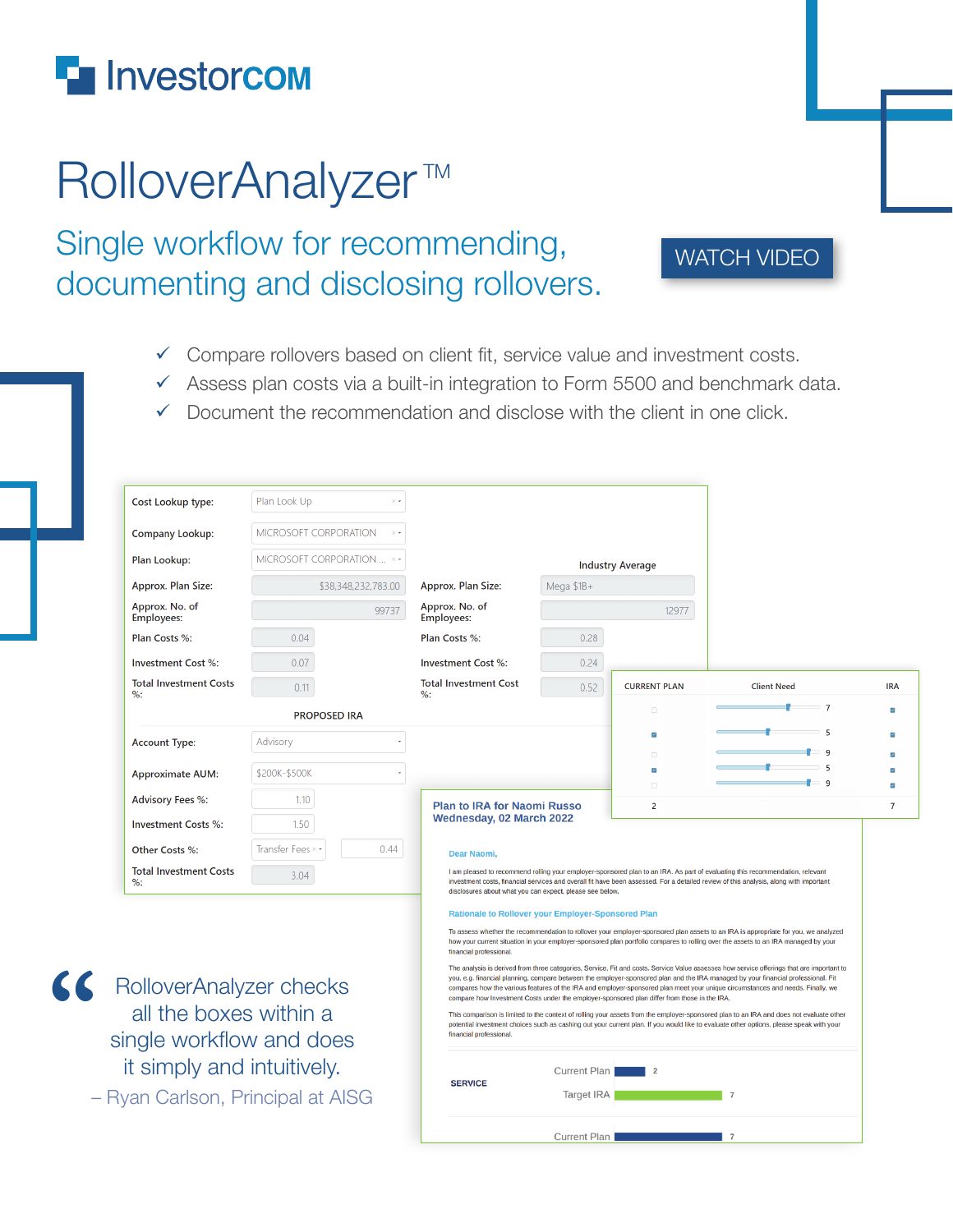# InvestorCOM

# RolloverAnalyzer™

## Single workflow for recommending, documenting and disclosing rollovers.

WATCH VIDEO

- ✓ Compare rollovers based on client fit, service value and investment costs.
- ✓ Assess plan costs via a built-in integration to Form 5500 and benchmark data.
- ✓ Document the recommendation and disclose with the client in one click.

| | | Industry Average | |
|---|---|---|---|
| Cost Lookup type: | Plan Look Up | | |
| Company Lookup: | MICROSOFT CORPORATION | | |
| Plan Lookup: | MICROSOFT CORPORATION ... | | |
| Approx. Plan Size: | $38,348,232,783.00 | Approx. Plan Size: | Mega $1B+ |
| Approx. No. of Employees: | 99737 | Approx. No. of Employees: | 12977 |
| Plan Costs %: | 0.04 | Plan Costs %: | 0.28 |
| Investment Cost %: | 0.07 | Investment Cost %: | 0.24 |
| Total Investment Costs %: | 0.11 | Total Investment Cost %: | 0.52 |

PROPOSED IRA

| | |
|---|---|
| Account Type: | Advisory |
| Approximate AUM: | $200K-$500K |
| Advisory Fees %: | 1.10 |
| Investment Costs %: | 1.50 |
| Other Costs %: | Transfer Fees 0.44 |
| Total Investment Costs %: | 3.04 |

| CURRENT PLAN | Client Need | IRA |
|---|---|---|
| ☐ | 7 | ☑ |
| ☑ | 5 | ☑ |
| ☐ | 9 | ☑ |
| ☑ | 5 | ☑ |
| ☐ | 9 | ☑ |
| 2 | | 7 |

**Plan to IRA for Naomi Russo**
**Wednesday, 02 March 2022**

**Dear Naomi,**

I am pleased to recommend rolling your employer-sponsored plan to an IRA. As part of evaluating this recommendation, relevant investment costs, financial services and overall fit have been assessed. For a detailed review of this analysis, along with important disclosures about what you can expect, please see below.

**Rationale to Rollover your Employer-Sponsored Plan**

To assess whether the recommendation to rollover your employer-sponsored plan assets to an IRA is appropriate for you, we analyzed how your current situation in your employer-sponsored plan portfolio compares to rolling over the assets to an IRA managed by your financial professional.

The analysis is derived from three categories, Service, Fit and costs. Service Value assesses how service offerings that are important to you, e.g. financial planning, compare between the employer-sponsored plan and the IRA managed by your financial professional. Fit compares how the various features of the IRA and employer-sponsored plan meet your unique circumstances and needs. Finally, we compare how Investment Costs under the employer-sponsored plan differ from those in the IRA.

This comparison is limited to the context of rolling your assets from the employer-sponsored plan to an IRA and does not evaluate other potential investment choices such as cashing out your current plan. If you would like to evaluate other options, please speak with your financial professional.

**SERVICE**

| | |
|---|---|
| Current Plan | 2 |
| Target IRA | 7 |
| Current Plan | 7 |

> "RolloverAnalyzer checks all the boxes within a single workflow and does it simply and intuitively.
>
> – Ryan Carlson, Principal at AISG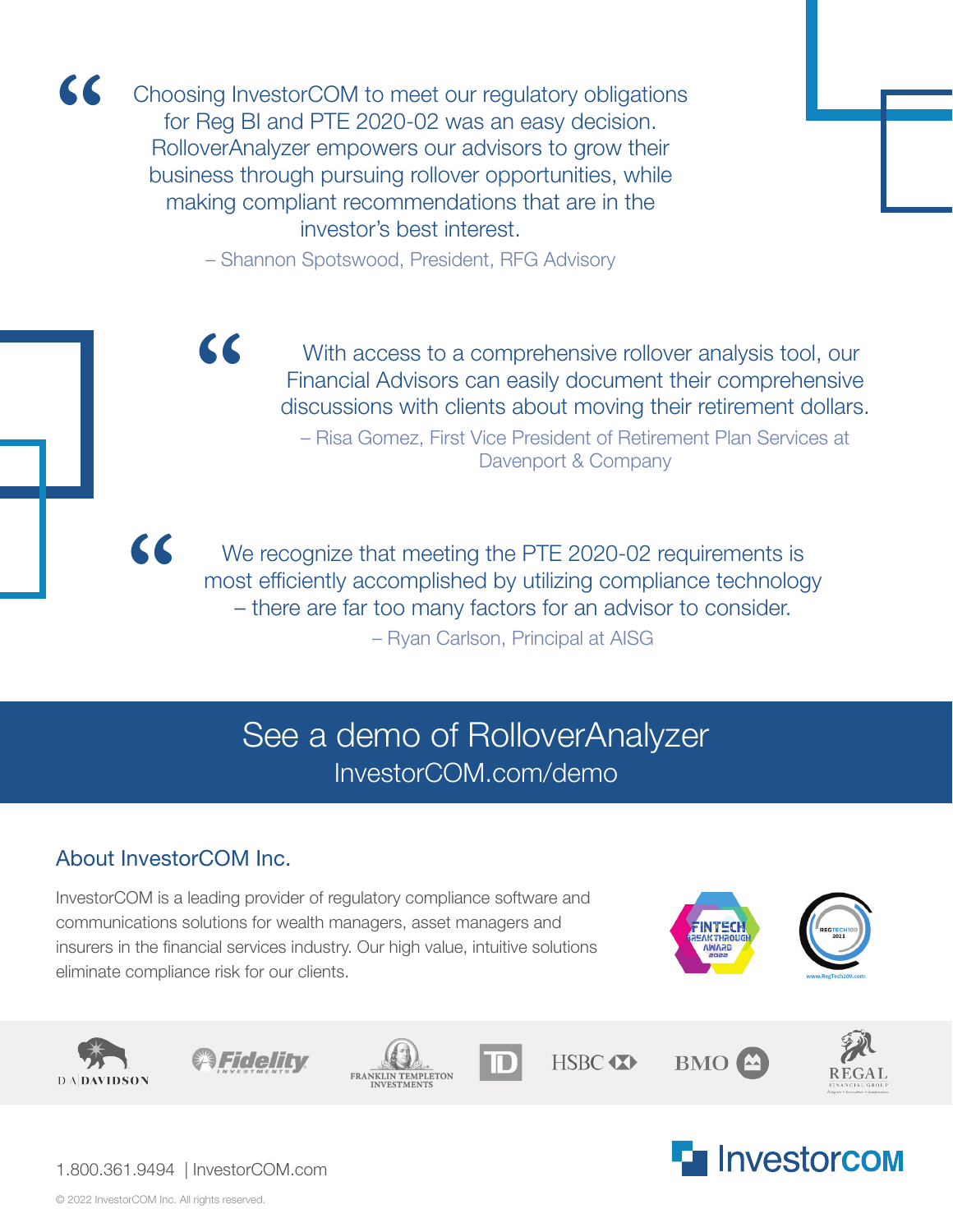> Choosing InvestorCOM to meet our regulatory obligations for Reg BI and PTE 2020-02 was an easy decision. RolloverAnalyzer empowers our advisors to grow their business through pursuing rollover opportunities, while making compliant recommendations that are in the investor's best interest.
>
> – Shannon Spotswood, President, RFG Advisory

> With access to a comprehensive rollover analysis tool, our Financial Advisors can easily document their comprehensive discussions with clients about moving their retirement dollars.
>
> – Risa Gomez, First Vice President of Retirement Plan Services at Davenport & Company

> We recognize that meeting the PTE 2020-02 requirements is most efficiently accomplished by utilizing compliance technology – there are far too many factors for an advisor to consider.
>
> – Ryan Carlson, Principal at AISG

## See a demo of RolloverAnalyzer

InvestorCOM.com/demo

### About InvestorCOM Inc.

InvestorCOM is a leading provider of regulatory compliance software and communications solutions for wealth managers, asset managers and insurers in the financial services industry. Our high value, intuitive solutions eliminate compliance risk for our clients.

FINTECH BREAKTHROUGH AWARD 2022

REGTECH100 2021

www.RegTech100.com

D.A. DAVIDSON | Fidelity INVESTMENTS | FRANKLIN TEMPLETON INVESTMENTS | TD | HSBC | BMO | REGAL FINANCIAL GROUP

1.800.361.9494 | InvestorCOM.com

InvestorCOM

© 2022 InvestorCOM Inc. All rights reserved.